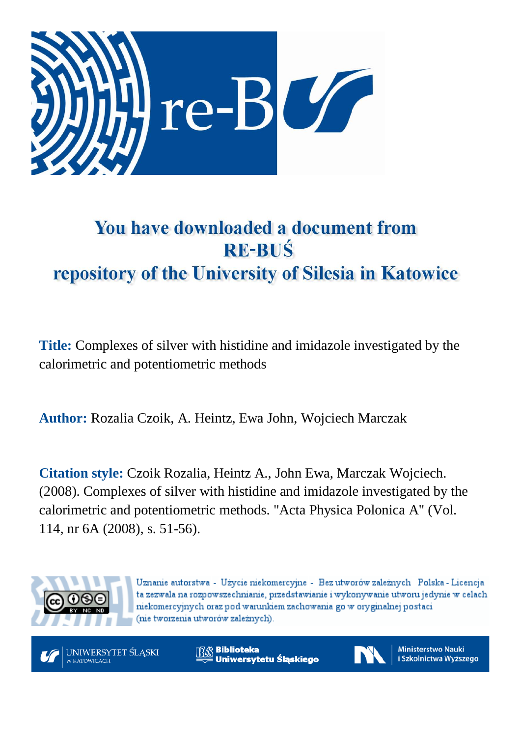# You have downloaded a document from RE-BUŚ repository of the University of Silesia in Katowice

**Title:** Complexes of silver with histidine and imidazole investigated by the calorimetric and potentiometric methods

**Author:** Rozalia Czoik, A. Heintz, Ewa John, Wojciech Marczak

**Citation style:** Czoik Rozalia, Heintz A., John Ewa, Marczak Wojciech. (2008). Complexes of silver with histidine and imidazole investigated by the calorimetric and potentiometric methods. "Acta Physica Polonica A" (Vol. 114, nr 6A (2008), s. 51-56).

Uznanie autorstwa - Użycie niekomercyjne - Bez utworów zależnych Polska - Licencja ta zezwala na rozpowszechnianie, przedstawianie i wykonywanie utworu jedynie w celach niekomercyjnych oraz pod warunkiem zachowania go w oryginalnej postaci (nie tworzenia utworów zależnych).

UNIWERSYTET ŚLĄSKI W KATOWICACH

Biblioteka Uniwersytetu Śląskiego

Ministerstwo Nauki i Szkolnictwa Wyższego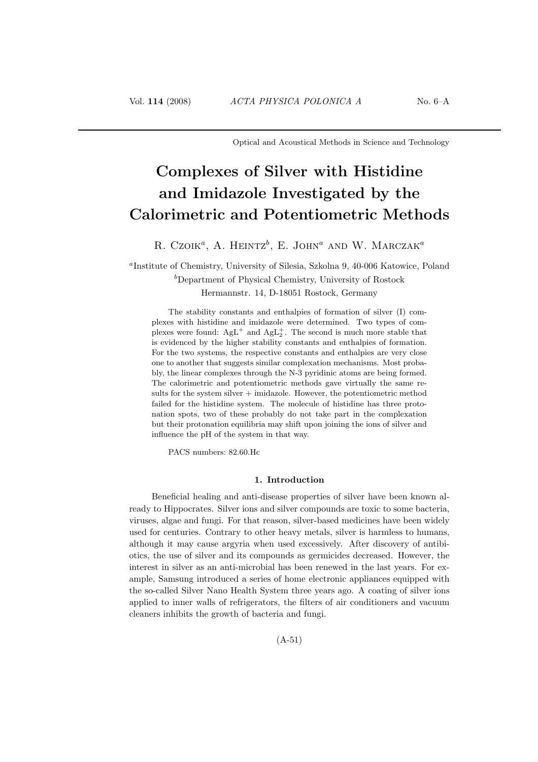Optical and Acoustical Methods in Science and Technology

# Complexes of Silver with Histidine and Imidazole Investigated by the Calorimetric and Potentiometric Methods

R. Czoik[a], A. Heintz[b], E. John[a] and W. Marczak[a]

[a]Institute of Chemistry, University of Silesia, Szkolna 9, 40-006 Katowice, Poland
[b]Department of Physical Chemistry, University of Rostock
Hermannstr. 14, D-18051 Rostock, Germany

The stability constants and enthalpies of formation of silver (I) complexes with histidine and imidazole were determined. Two types of complexes were found: $AgL^+$ and $AgL_2^+$. The second is much more stable that is evidenced by the higher stability constants and enthalpies of formation. For the two systems, the respective constants and enthalpies are very close one to another that suggests similar complexation mechanisms. Most probably, the linear complexes through the N-3 pyridinic atoms are being formed. The calorimetric and potentiometric methods gave virtually the same results for the system silver + imidazole. However, the potentiometric method failed for the histidine system. The molecule of histidine has three protonation spots, two of these probably do not take part in the complexation but their protonation equilibria may shift upon joining the ions of silver and influence the pH of the system in that way.

PACS numbers: 82.60.Hc

## 1. Introduction

Beneficial healing and anti-disease properties of silver have been known already to Hippocrates. Silver ions and silver compounds are toxic to some bacteria, viruses, algae and fungi. For that reason, silver-based medicines have been widely used for centuries. Contrary to other heavy metals, silver is harmless to humans, although it may cause argyria when used excessively. After discovery of antibiotics, the use of silver and its compounds as germicides decreased. However, the interest in silver as an anti-microbial has been renewed in the last years. For example, Samsung introduced a series of home electronic appliances equipped with the so-called Silver Nano Health System three years ago. A coating of silver ions applied to inner walls of refrigerators, the filters of air conditioners and vacuum cleaners inhibits the growth of bacteria and fungi.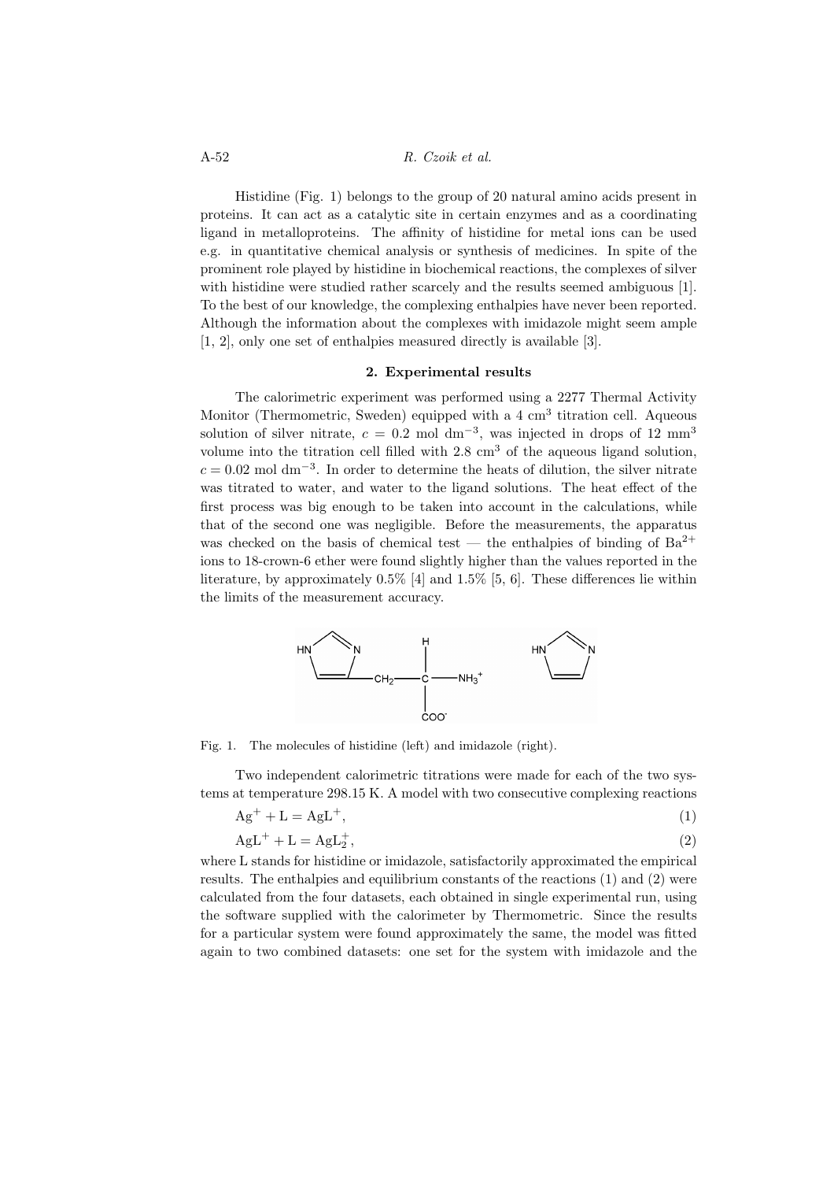Histidine (Fig. 1) belongs to the group of 20 natural amino acids present in proteins. It can act as a catalytic site in certain enzymes and as a coordinating ligand in metalloproteins. The affinity of histidine for metal ions can be used e.g. in quantitative chemical analysis or synthesis of medicines. In spite of the prominent role played by histidine in biochemical reactions, the complexes of silver with histidine were studied rather scarcely and the results seemed ambiguous [1]. To the best of our knowledge, the complexing enthalpies have never been reported. Although the information about the complexes with imidazole might seem ample [1, 2], only one set of enthalpies measured directly is available [3].

## 2. Experimental results

The calorimetric experiment was performed using a 2277 Thermal Activity Monitor (Thermometric, Sweden) equipped with a 4 $cm^3$ titration cell. Aqueous solution of silver nitrate, $c = 0.2$ mol $dm^{-3}$, was injected in drops of 12 $mm^3$ volume into the titration cell filled with 2.8 $cm^3$ of the aqueous ligand solution, $c = 0.02$ mol $dm^{-3}$. In order to determine the heats of dilution, the silver nitrate was titrated to water, and water to the ligand solutions. The heat effect of the first process was big enough to be taken into account in the calculations, while that of the second one was negligible. Before the measurements, the apparatus was checked on the basis of chemical test — the enthalpies of binding of $Ba^{2+}$ ions to 18-crown-6 ether were found slightly higher than the values reported in the literature, by approximately 0.5% [4] and 1.5% [5, 6]. These differences lie within the limits of the measurement accuracy.

Fig. 1. The molecules of histidine (left) and imidazole (right).

Two independent calorimetric titrations were made for each of the two systems at temperature 298.15 K. A model with two consecutive complexing reactions

$$Ag^{+} + L = AgL^{+}, \tag{1}$$

$$AgL^{+} + L = AgL_2^{+}, \tag{2}$$

where L stands for histidine or imidazole, satisfactorily approximated the empirical results. The enthalpies and equilibrium constants of the reactions (1) and (2) were calculated from the four datasets, each obtained in single experimental run, using the software supplied with the calorimeter by Thermometric. Since the results for a particular system were found approximately the same, the model was fitted again to two combined datasets: one set for the system with imidazole and the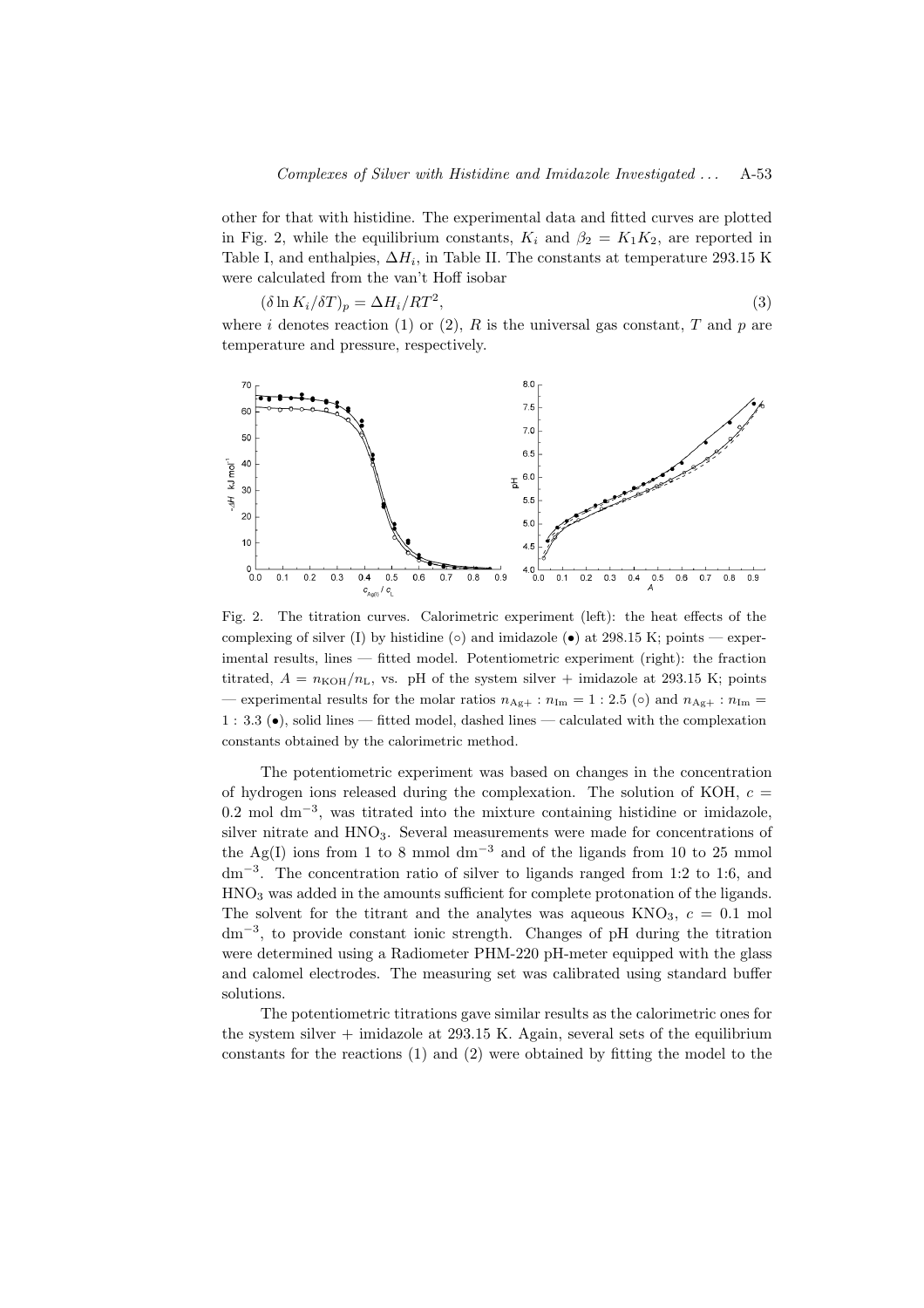other for that with histidine. The experimental data and fitted curves are plotted in Fig. 2, while the equilibrium constants, $K_i$ and $\beta_2 = K_1 K_2$, are reported in Table I, and enthalpies, $\Delta H_i$, in Table II. The constants at temperature 293.15 K were calculated from the van't Hoff isobar

$$(\delta \ln K_i / \delta T)_p = \Delta H_i / RT^2, \tag{3}$$

where $i$ denotes reaction (1) or (2), $R$ is the universal gas constant, $T$ and $p$ are temperature and pressure, respectively.

Fig. 2. The titration curves. Calorimetric experiment (left): the heat effects of the complexing of silver (I) by histidine (○) and imidazole (●) at 298.15 K; points — experimental results, lines — fitted model. Potentiometric experiment (right): the fraction titrated, $A = n_{\mathrm{KOH}}/n_{\mathrm{L}}$, vs. pH of the system silver + imidazole at 293.15 K; points — experimental results for the molar ratios $n_{\mathrm{Ag}+} : n_{\mathrm{Im}} = 1 : 2.5$ (○) and $n_{\mathrm{Ag}+} : n_{\mathrm{Im}} = 1 : 3.3$ (●), solid lines — fitted model, dashed lines — calculated with the complexation constants obtained by the calorimetric method.

The potentiometric experiment was based on changes in the concentration of hydrogen ions released during the complexation. The solution of KOH, $c = 0.2$ mol dm$^{-3}$, was titrated into the mixture containing histidine or imidazole, silver nitrate and $HNO_3$. Several measurements were made for concentrations of the Ag(I) ions from 1 to 8 mmol dm$^{-3}$ and of the ligands from 10 to 25 mmol dm$^{-3}$. The concentration ratio of silver to ligands ranged from 1:2 to 1:6, and $HNO_3$ was added in the amounts sufficient for complete protonation of the ligands. The solvent for the titrant and the analytes was aqueous $KNO_3$, $c = 0.1$ mol dm$^{-3}$, to provide constant ionic strength. Changes of pH during the titration were determined using a Radiometer PHM-220 pH-meter equipped with the glass and calomel electrodes. The measuring set was calibrated using standard buffer solutions.

The potentiometric titrations gave similar results as the calorimetric ones for the system silver + imidazole at 293.15 K. Again, several sets of the equilibrium constants for the reactions (1) and (2) were obtained by fitting the model to the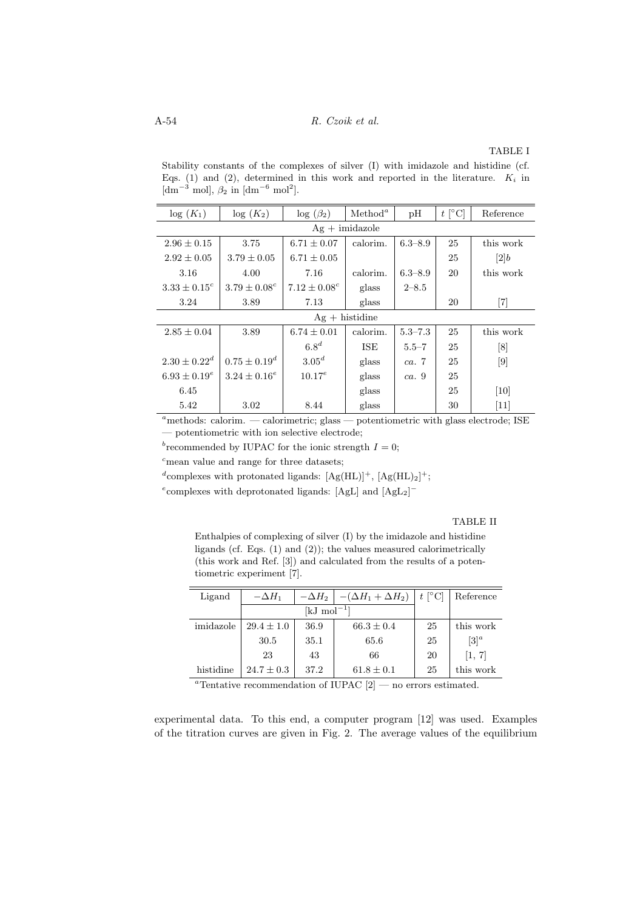TABLE I

Stability constants of the complexes of silver (I) with imidazole and histidine (cf. Eqs. (1) and (2), determined in this work and reported in the literature. $K_i$ in [$dm^{-3}$ mol], $\beta_2$ in [$dm^{-6}$ $mol^2$].

| $\log(K_1)$ | $\log(K_2)$ | $\log(\beta_2)$ | Method[a] | pH | $t$ [°C] | Reference |
|---|---|---|---|---|---|---|
| Ag + imidazole | | | | | | |
| $2.96 \pm 0.15$ | 3.75 | $6.71 \pm 0.07$ | calorim. | 6.3–8.9 | 25 | this work |
| $2.92 \pm 0.05$ | $3.79 \pm 0.05$ | $6.71 \pm 0.05$ | | | 25 | [2]b |
| 3.16 | 4.00 | 7.16 | calorim. | 6.3–8.9 | 20 | this work |
| $3.33 \pm 0.15$[c] | $3.79 \pm 0.08$[c] | $7.12 \pm 0.08$[c] | glass | 2–8.5 | | |
| 3.24 | 3.89 | 7.13 | glass | | 20 | [7] |
| Ag + histidine | | | | | | |
| $2.85 \pm 0.04$ | 3.89 | $6.74 \pm 0.01$ | calorim. | 5.3–7.3 | 25 | this work |
| | | 6.8[d] | ISE | 5.5–7 | 25 | [8] |
| $2.30 \pm 0.22$[d] | $0.75 \pm 0.19$[d] | 3.05[d] | glass | *ca.* 7 | 25 | [9] |
| $6.93 \pm 0.19$[e] | $3.24 \pm 0.16$[e] | 10.17[e] | glass | *ca.* 9 | 25 | |
| 6.45 | | | glass | | 25 | [10] |
| 5.42 | 3.02 | 8.44 | glass | | 30 | [11] |

[a]methods: calorim. — calorimetric; glass — potentiometric with glass electrode; ISE — potentiometric with ion selective electrode;

[b]recommended by IUPAC for the ionic strength $I = 0$;

[c]mean value and range for three datasets;

[d]complexes with protonated ligands: $[Ag(HL)]^+$, $[Ag(HL)_2]^+$;

[e]complexes with deprotonated ligands: $[AgL]$ and $[AgL_2]^-$

TABLE II

Enthalpies of complexing of silver (I) by the imidazole and histidine ligands (cf. Eqs. (1) and (2)); the values measured calorimetrically (this work and Ref. [3]) and calculated from the results of a potentiometric experiment [7].

| Ligand | $-\Delta H_1$ | $-\Delta H_2$ | $-(\Delta H_1 + \Delta H_2)$ | $t$ [°C] | Reference |
|---|---|---|---|---|---|
| | [kJ $mol^{-1}$] | | | | |
| imidazole | $29.4 \pm 1.0$ | 36.9 | $66.3 \pm 0.4$ | 25 | this work |
| | 30.5 | 35.1 | 65.6 | 25 | [3][a] |
| | 23 | 43 | 66 | 20 | [1, 7] |
| histidine | $24.7 \pm 0.3$ | 37.2 | $61.8 \pm 0.1$ | 25 | this work |

[a]Tentative recommendation of IUPAC [2] — no errors estimated.

experimental data. To this end, a computer program [12] was used. Examples of the titration curves are given in Fig. 2. The average values of the equilibrium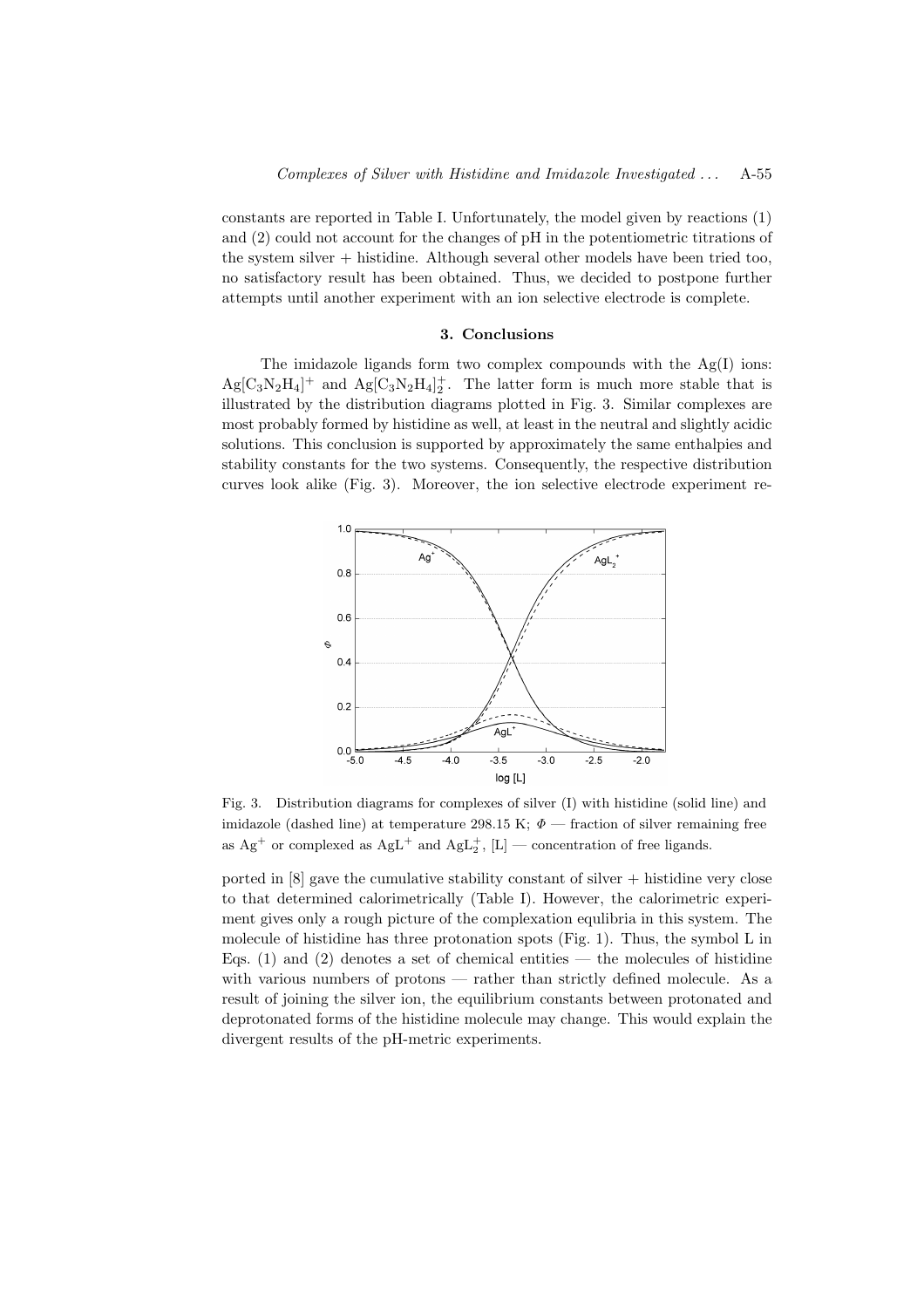constants are reported in Table I. Unfortunately, the model given by reactions (1) and (2) could not account for the changes of pH in the potentiometric titrations of the system silver + histidine. Although several other models have been tried too, no satisfactory result has been obtained. Thus, we decided to postpone further attempts until another experiment with an ion selective electrode is complete.

## 3. Conclusions

The imidazole ligands form two complex compounds with the Ag(I) ions: $Ag[C_3N_2H_4]^+$ and $Ag[C_3N_2H_4]_2^+$. The latter form is much more stable that is illustrated by the distribution diagrams plotted in Fig. 3. Similar complexes are most probably formed by histidine as well, at least in the neutral and slightly acidic solutions. This conclusion is supported by approximately the same enthalpies and stability constants for the two systems. Consequently, the respective distribution curves look alike (Fig. 3). Moreover, the ion selective electrode experiment reported in [8] gave the cumulative stability constant of silver + histidine very close to that determined calorimetrically (Table I). However, the calorimetric experiment gives only a rough picture of the complexation equlibria in this system. The molecule of histidine has three protonation spots (Fig. 1). Thus, the symbol L in Eqs. (1) and (2) denotes a set of chemical entities — the molecules of histidine with various numbers of protons — rather than strictly defined molecule. As a result of joining the silver ion, the equilibrium constants between protonated and deprotonated forms of the histidine molecule may change. This would explain the divergent results of the pH-metric experiments.

Fig. 3. Distribution diagrams for complexes of silver (I) with histidine (solid line) and imidazole (dashed line) at temperature 298.15 K; $\Phi$ — fraction of silver remaining free as $Ag^+$ or complexed as $AgL^+$ and $AgL_2^+$, [L] — concentration of free ligands.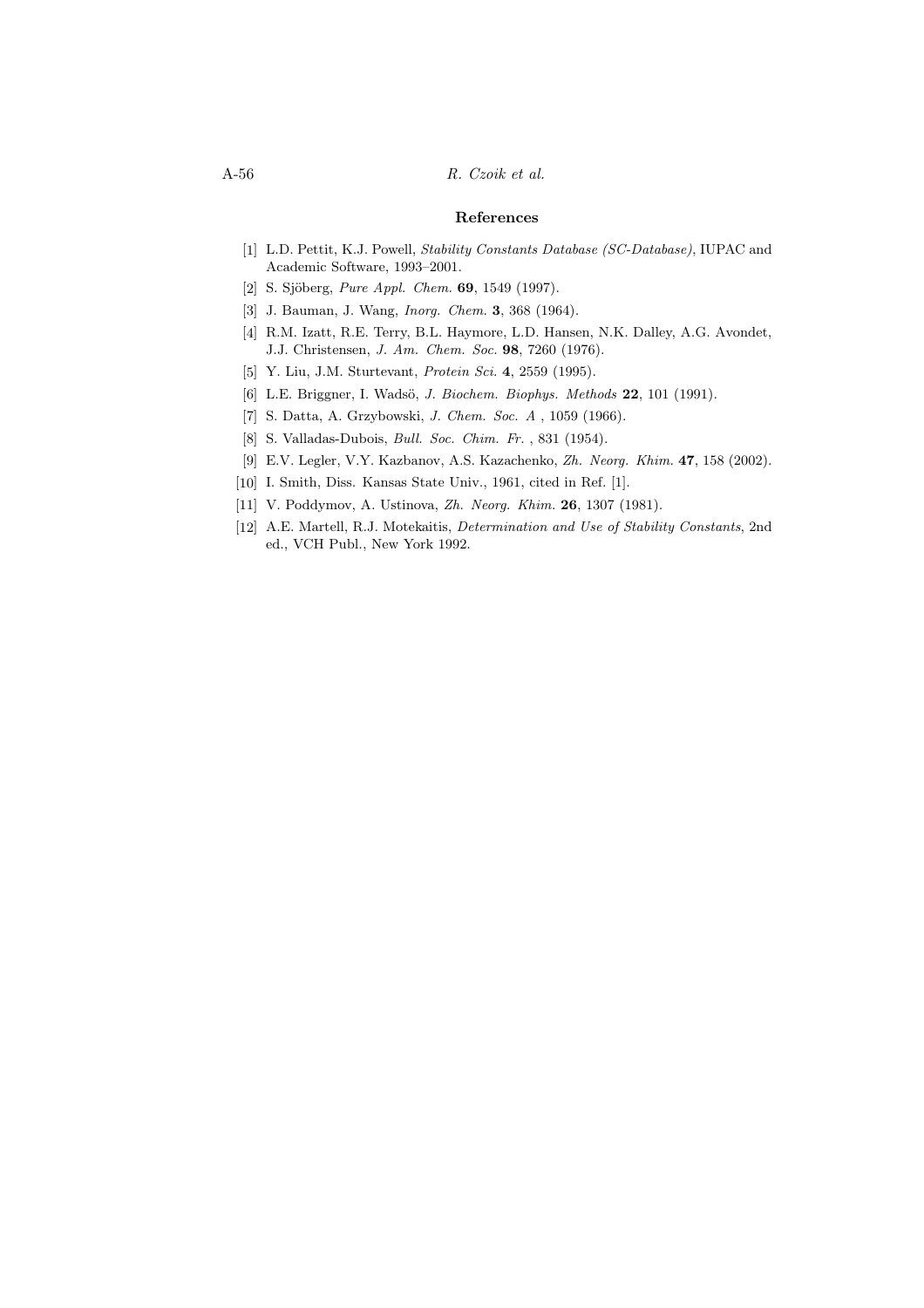## References

[1] L.D. Pettit, K.J. Powell, *Stability Constants Database (SC-Database)*, IUPAC and Academic Software, 1993–2001.

[2] S. Sjöberg, *Pure Appl. Chem.* **69**, 1549 (1997).

[3] J. Bauman, J. Wang, *Inorg. Chem.* **3**, 368 (1964).

[4] R.M. Izatt, R.E. Terry, B.L. Haymore, L.D. Hansen, N.K. Dalley, A.G. Avondet, J.J. Christensen, *J. Am. Chem. Soc.* **98**, 7260 (1976).

[5] Y. Liu, J.M. Sturtevant, *Protein Sci.* **4**, 2559 (1995).

[6] L.E. Briggner, I. Wadsö, *J. Biochem. Biophys. Methods* **22**, 101 (1991).

[7] S. Datta, A. Grzybowski, *J. Chem. Soc. A* , 1059 (1966).

[8] S. Valladas-Dubois, *Bull. Soc. Chim. Fr.* , 831 (1954).

[9] E.V. Legler, V.Y. Kazbanov, A.S. Kazachenko, *Zh. Neorg. Khim.* **47**, 158 (2002).

[10] I. Smith, Diss. Kansas State Univ., 1961, cited in Ref. [1].

[11] V. Poddymov, A. Ustinova, *Zh. Neorg. Khim.* **26**, 1307 (1981).

[12] A.E. Martell, R.J. Motekaitis, *Determination and Use of Stability Constants*, 2nd ed., VCH Publ., New York 1992.